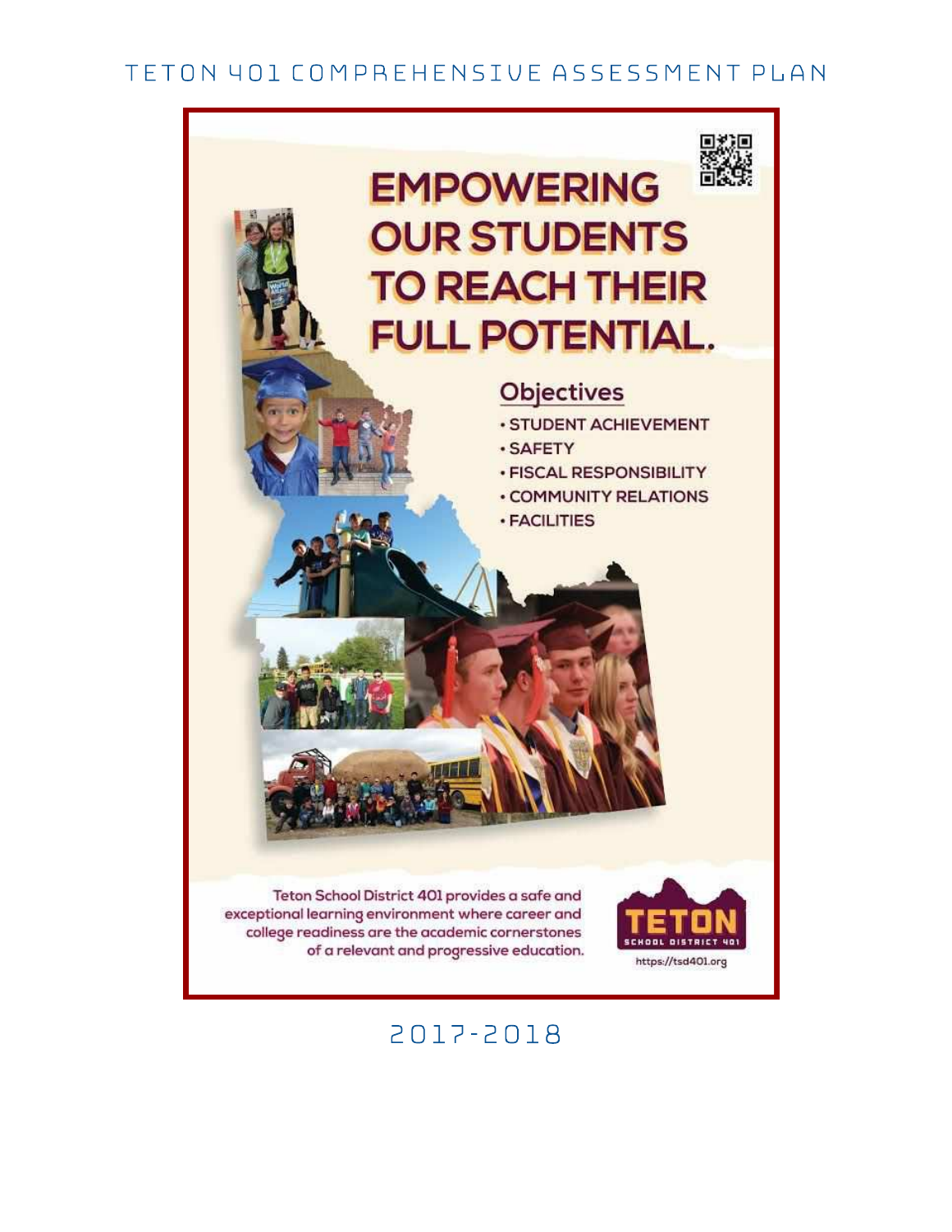# TETON 401 COMPREHENSIVE ASSESSMENT PLAN

## EMPOWERING OUR STUDENTS TO REACH THEIR FULL POTENTIAL.

### Objectives

- STUDENT ACHIEVEMENT
- SAFETY
- FISCAL RESPONSIBILITY
- COMMUNITY RELATIONS
- FACILITIES

Teton School District 401 provides a safe and exceptional learning environment where career and college readiness are the academic cornerstones of a relevant and progressive education.

TETON SCHOOL DISTRICT 401

https://tsd401.org

2017-2018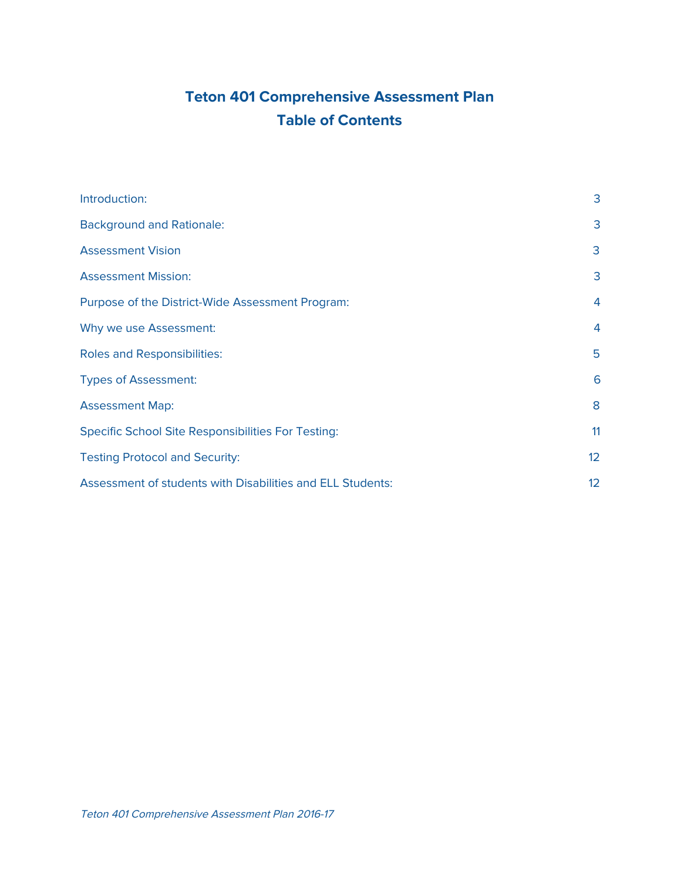# Teton 401 Comprehensive Assessment Plan
# Table of Contents

| | |
|---|---|
| Introduction: | 3 |
| Background and Rationale: | 3 |
| Assessment Vision | 3 |
| Assessment Mission: | 3 |
| Purpose of the District-Wide Assessment Program: | 4 |
| Why we use Assessment: | 4 |
| Roles and Responsibilities: | 5 |
| Types of Assessment: | 6 |
| Assessment Map: | 8 |
| Specific School Site Responsibilities For Testing: | 11 |
| Testing Protocol and Security: | 12 |
| Assessment of students with Disabilities and ELL Students: | 12 |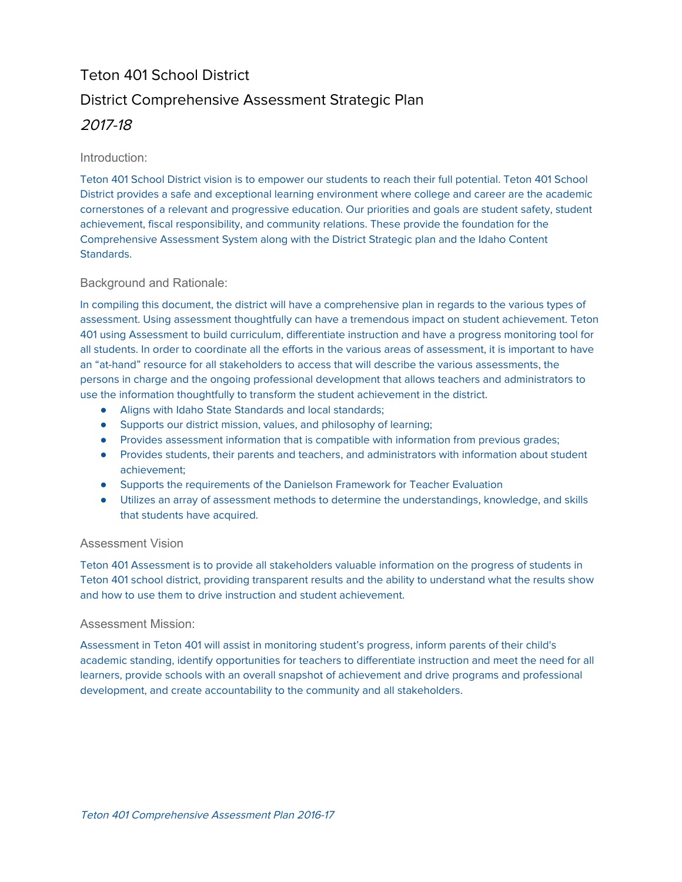# Teton 401 School District

## District Comprehensive Assessment Strategic Plan

## *2017-18*

### Introduction:

Teton 401 School District vision is to empower our students to reach their full potential. Teton 401 School District provides a safe and exceptional learning environment where college and career are the academic cornerstones of a relevant and progressive education. Our priorities and goals are student safety, student achievement, fiscal responsibility, and community relations. These provide the foundation for the Comprehensive Assessment System along with the District Strategic plan and the Idaho Content Standards.

### Background and Rationale:

In compiling this document, the district will have a comprehensive plan in regards to the various types of assessment. Using assessment thoughtfully can have a tremendous impact on student achievement. Teton 401 using Assessment to build curriculum, differentiate instruction and have a progress monitoring tool for all students. In order to coordinate all the efforts in the various areas of assessment, it is important to have an "at-hand" resource for all stakeholders to access that will describe the various assessments, the persons in charge and the ongoing professional development that allows teachers and administrators to use the information thoughtfully to transform the student achievement in the district.

- Aligns with Idaho State Standards and local standards;
- Supports our district mission, values, and philosophy of learning;
- Provides assessment information that is compatible with information from previous grades;
- Provides students, their parents and teachers, and administrators with information about student achievement;
- Supports the requirements of the Danielson Framework for Teacher Evaluation
- Utilizes an array of assessment methods to determine the understandings, knowledge, and skills that students have acquired.

### Assessment Vision

Teton 401 Assessment is to provide all stakeholders valuable information on the progress of students in Teton 401 school district, providing transparent results and the ability to understand what the results show and how to use them to drive instruction and student achievement.

### Assessment Mission:

Assessment in Teton 401 will assist in monitoring student's progress, inform parents of their child's academic standing, identify opportunities for teachers to differentiate instruction and meet the need for all learners, provide schools with an overall snapshot of achievement and drive programs and professional development, and create accountability to the community and all stakeholders.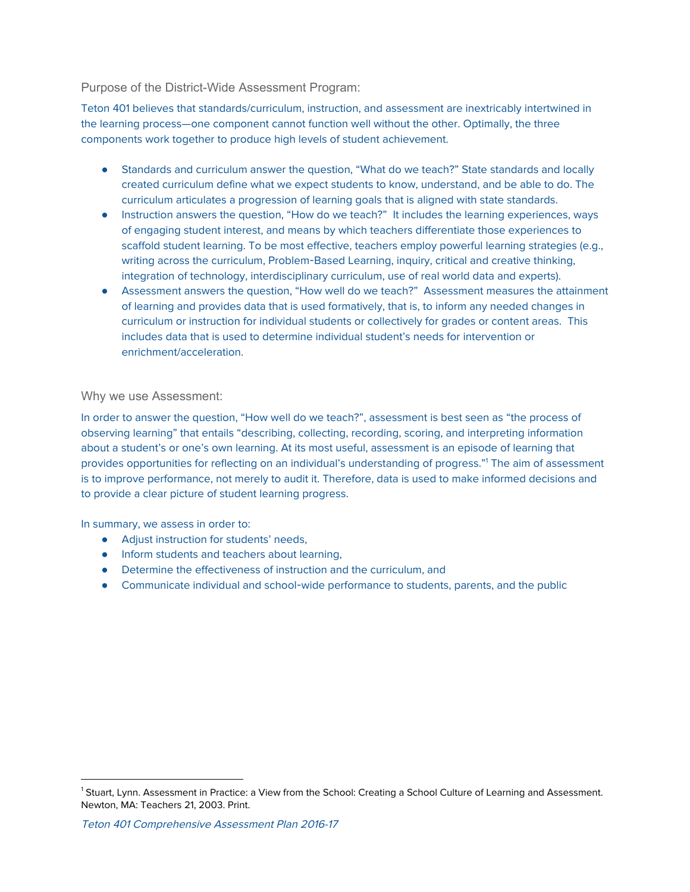## Purpose of the District-Wide Assessment Program:

Teton 401 believes that standards/curriculum, instruction, and assessment are inextricably intertwined in the learning process—one component cannot function well without the other. Optimally, the three components work together to produce high levels of student achievement.

- Standards and curriculum answer the question, "What do we teach?" State standards and locally created curriculum define what we expect students to know, understand, and be able to do. The curriculum articulates a progression of learning goals that is aligned with state standards.
- Instruction answers the question, "How do we teach?" It includes the learning experiences, ways of engaging student interest, and means by which teachers differentiate those experiences to scaffold student learning. To be most effective, teachers employ powerful learning strategies (e.g., writing across the curriculum, Problem-Based Learning, inquiry, critical and creative thinking, integration of technology, interdisciplinary curriculum, use of real world data and experts).
- Assessment answers the question, "How well do we teach?" Assessment measures the attainment of learning and provides data that is used formatively, that is, to inform any needed changes in curriculum or instruction for individual students or collectively for grades or content areas. This includes data that is used to determine individual student's needs for intervention or enrichment/acceleration.

## Why we use Assessment:

In order to answer the question, "How well do we teach?", assessment is best seen as "the process of observing learning" that entails "describing, collecting, recording, scoring, and interpreting information about a student's or one's own learning. At its most useful, assessment is an episode of learning that provides opportunities for reflecting on an individual's understanding of progress."[1] The aim of assessment is to improve performance, not merely to audit it. Therefore, data is used to make informed decisions and to provide a clear picture of student learning progress.

In summary, we assess in order to:

- Adjust instruction for students' needs,
- Inform students and teachers about learning,
- Determine the effectiveness of instruction and the curriculum, and
- Communicate individual and school-wide performance to students, parents, and the public

---

[1] Stuart, Lynn. Assessment in Practice: a View from the School: Creating a School Culture of Learning and Assessment. Newton, MA: Teachers 21, 2003. Print.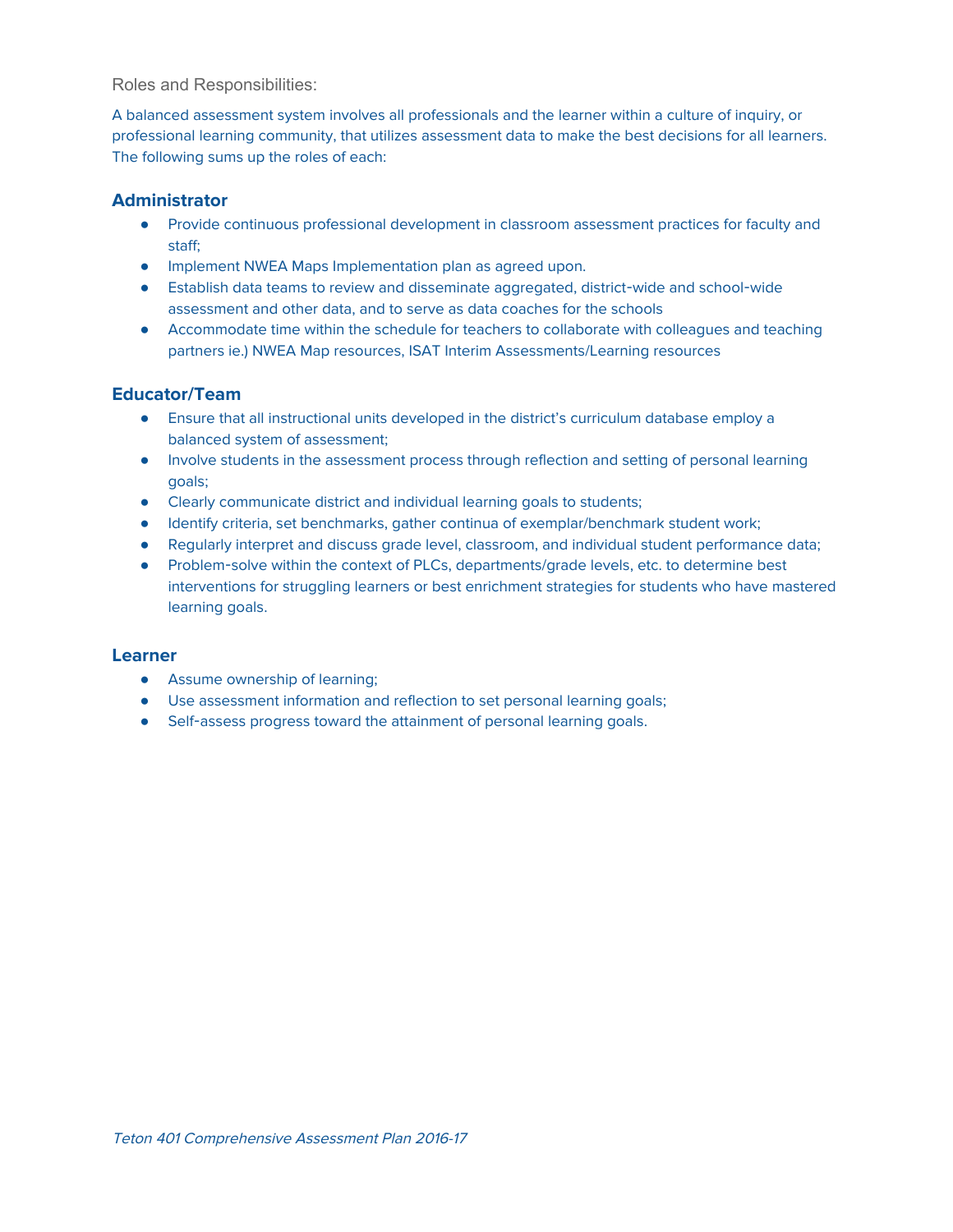Roles and Responsibilities:

A balanced assessment system involves all professionals and the learner within a culture of inquiry, or professional learning community, that utilizes assessment data to make the best decisions for all learners. The following sums up the roles of each:

### Administrator

- Provide continuous professional development in classroom assessment practices for faculty and staff;
- Implement NWEA Maps Implementation plan as agreed upon.
- Establish data teams to review and disseminate aggregated, district-wide and school-wide assessment and other data, and to serve as data coaches for the schools
- Accommodate time within the schedule for teachers to collaborate with colleagues and teaching partners ie.) NWEA Map resources, ISAT Interim Assessments/Learning resources

### Educator/Team

- Ensure that all instructional units developed in the district's curriculum database employ a balanced system of assessment;
- Involve students in the assessment process through reflection and setting of personal learning goals;
- Clearly communicate district and individual learning goals to students;
- Identify criteria, set benchmarks, gather continua of exemplar/benchmark student work;
- Regularly interpret and discuss grade level, classroom, and individual student performance data;
- Problem-solve within the context of PLCs, departments/grade levels, etc. to determine best interventions for struggling learners or best enrichment strategies for students who have mastered learning goals.

### Learner

- Assume ownership of learning;
- Use assessment information and reflection to set personal learning goals;
- Self-assess progress toward the attainment of personal learning goals.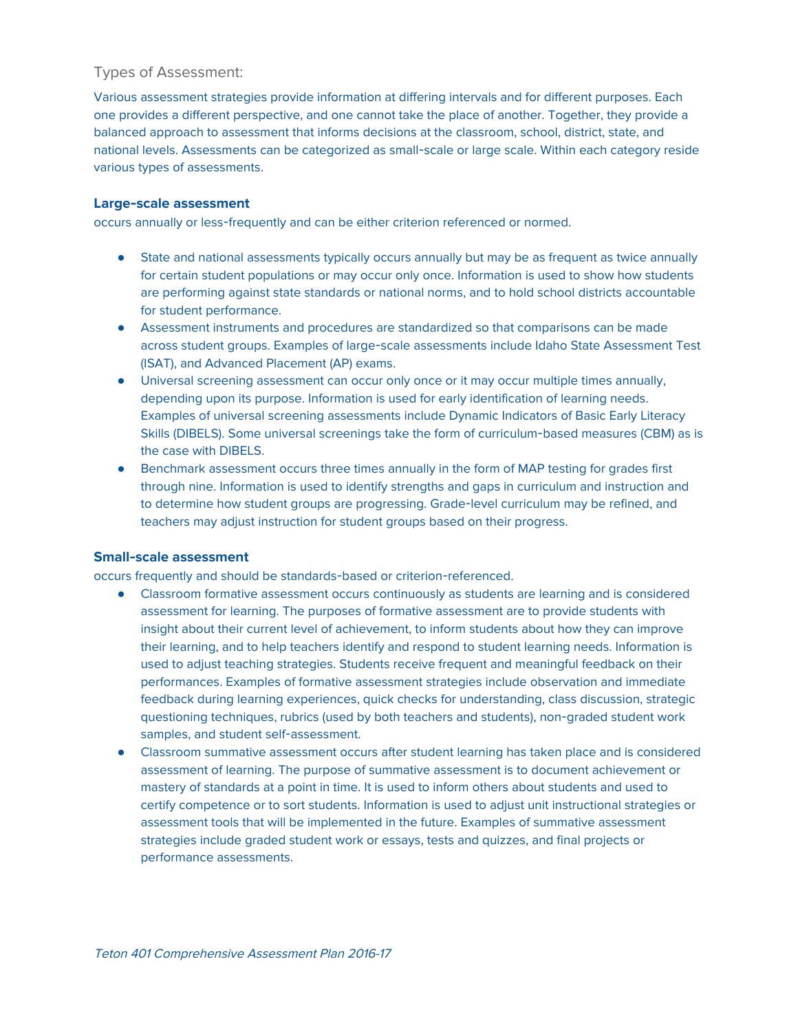## Types of Assessment:

Various assessment strategies provide information at differing intervals and for different purposes. Each one provides a different perspective, and one cannot take the place of another. Together, they provide a balanced approach to assessment that informs decisions at the classroom, school, district, state, and national levels. Assessments can be categorized as small-scale or large scale. Within each category reside various types of assessments.

### Large-scale assessment

occurs annually or less-frequently and can be either criterion referenced or normed.

- State and national assessments typically occurs annually but may be as frequent as twice annually for certain student populations or may occur only once. Information is used to show how students are performing against state standards or national norms, and to hold school districts accountable for student performance.
- Assessment instruments and procedures are standardized so that comparisons can be made across student groups. Examples of large-scale assessments include Idaho State Assessment Test (ISAT), and Advanced Placement (AP) exams.
- Universal screening assessment can occur only once or it may occur multiple times annually, depending upon its purpose. Information is used for early identification of learning needs. Examples of universal screening assessments include Dynamic Indicators of Basic Early Literacy Skills (DIBELS). Some universal screenings take the form of curriculum-based measures (CBM) as is the case with DIBELS.
- Benchmark assessment occurs three times annually in the form of MAP testing for grades first through nine. Information is used to identify strengths and gaps in curriculum and instruction and to determine how student groups are progressing. Grade-level curriculum may be refined, and teachers may adjust instruction for student groups based on their progress.

### Small-scale assessment

occurs frequently and should be standards-based or criterion-referenced.

- Classroom formative assessment occurs continuously as students are learning and is considered assessment for learning. The purposes of formative assessment are to provide students with insight about their current level of achievement, to inform students about how they can improve their learning, and to help teachers identify and respond to student learning needs. Information is used to adjust teaching strategies. Students receive frequent and meaningful feedback on their performances. Examples of formative assessment strategies include observation and immediate feedback during learning experiences, quick checks for understanding, class discussion, strategic questioning techniques, rubrics (used by both teachers and students), non-graded student work samples, and student self-assessment.
- Classroom summative assessment occurs after student learning has taken place and is considered assessment of learning. The purpose of summative assessment is to document achievement or mastery of standards at a point in time. It is used to inform others about students and used to certify competence or to sort students. Information is used to adjust unit instructional strategies or assessment tools that will be implemented in the future. Examples of summative assessment strategies include graded student work or essays, tests and quizzes, and final projects or performance assessments.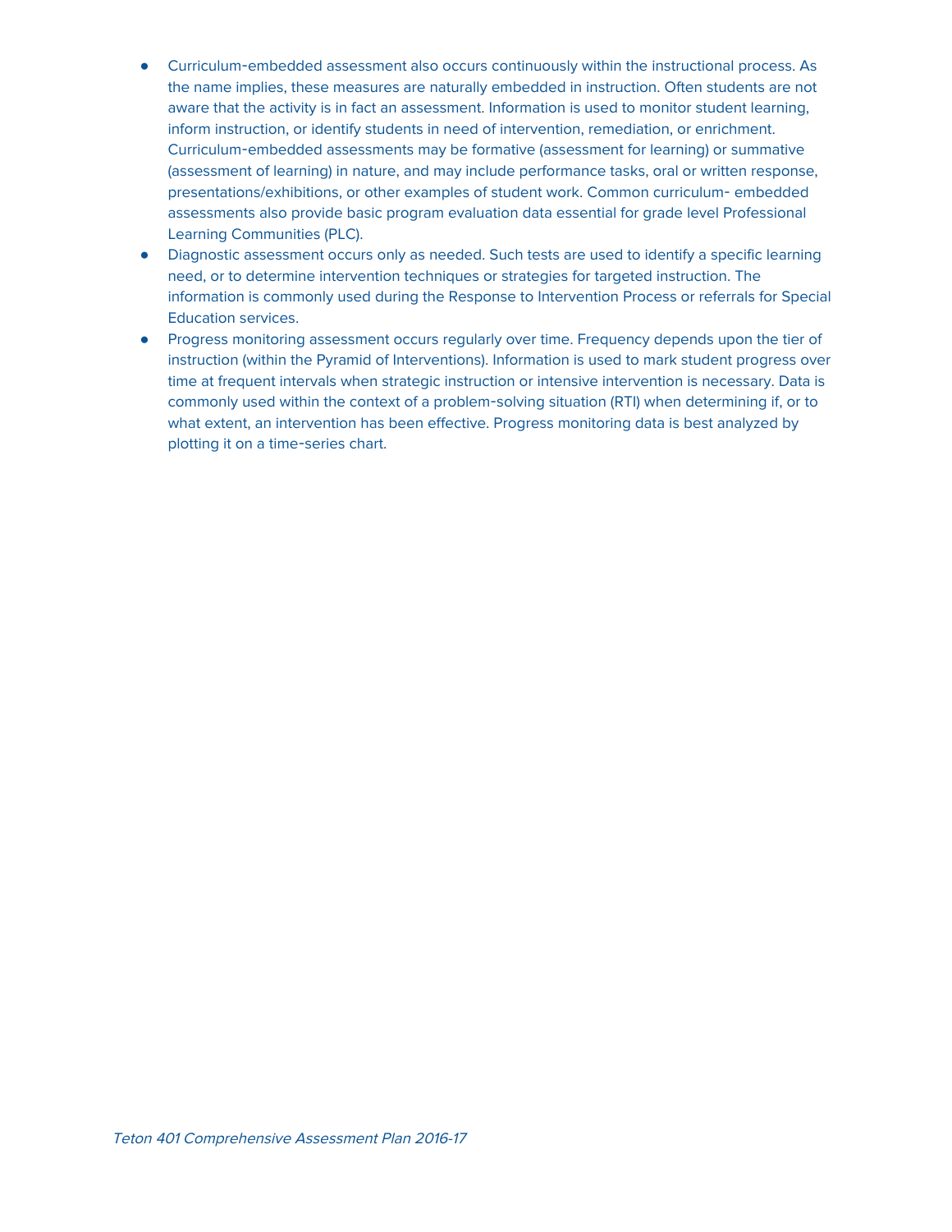- Curriculum-embedded assessment also occurs continuously within the instructional process. As the name implies, these measures are naturally embedded in instruction. Often students are not aware that the activity is in fact an assessment. Information is used to monitor student learning, inform instruction, or identify students in need of intervention, remediation, or enrichment. Curriculum-embedded assessments may be formative (assessment for learning) or summative (assessment of learning) in nature, and may include performance tasks, oral or written response, presentations/exhibitions, or other examples of student work. Common curriculum- embedded assessments also provide basic program evaluation data essential for grade level Professional Learning Communities (PLC).
- Diagnostic assessment occurs only as needed. Such tests are used to identify a specific learning need, or to determine intervention techniques or strategies for targeted instruction. The information is commonly used during the Response to Intervention Process or referrals for Special Education services.
- Progress monitoring assessment occurs regularly over time. Frequency depends upon the tier of instruction (within the Pyramid of Interventions). Information is used to mark student progress over time at frequent intervals when strategic instruction or intensive intervention is necessary. Data is commonly used within the context of a problem-solving situation (RTI) when determining if, or to what extent, an intervention has been effective. Progress monitoring data is best analyzed by plotting it on a time-series chart.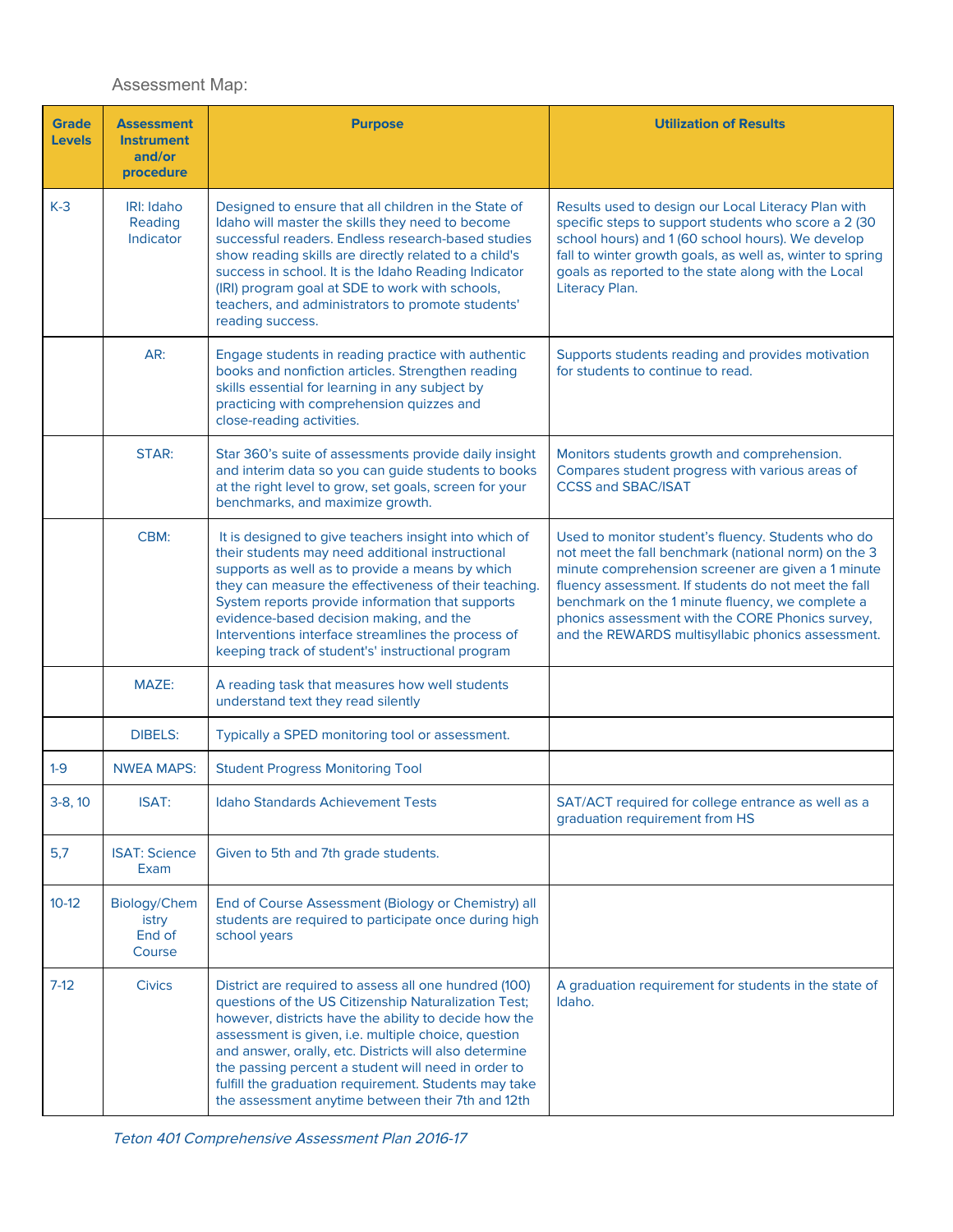Assessment Map:

| Grade Levels | Assessment Instrument and/or procedure | Purpose | Utilization of Results |
|---|---|---|---|
| K-3 | IRI: Idaho Reading Indicator | Designed to ensure that all children in the State of Idaho will master the skills they need to become successful readers. Endless research-based studies show reading skills are directly related to a child's success in school. It is the Idaho Reading Indicator (IRI) program goal at SDE to work with schools, teachers, and administrators to promote students' reading success. | Results used to design our Local Literacy Plan with specific steps to support students who score a 2 (30 school hours) and 1 (60 school hours). We develop fall to winter growth goals, as well as, winter to spring goals as reported to the state along with the Local Literacy Plan. |
| | AR: | Engage students in reading practice with authentic books and nonfiction articles. Strengthen reading skills essential for learning in any subject by practicing with comprehension quizzes and close-reading activities. | Supports students reading and provides motivation for students to continue to read. |
| | STAR: | Star 360's suite of assessments provide daily insight and interim data so you can guide students to books at the right level to grow, set goals, screen for your benchmarks, and maximize growth. | Monitors students growth and comprehension. Compares student progress with various areas of CCSS and SBAC/ISAT |
| | CBM: | It is designed to give teachers insight into which of their students may need additional instructional supports as well as to provide a means by which they can measure the effectiveness of their teaching. System reports provide information that supports evidence-based decision making, and the Interventions interface streamlines the process of keeping track of student's' instructional program | Used to monitor student's fluency. Students who do not meet the fall benchmark (national norm) on the 3 minute comprehension screener are given a 1 minute fluency assessment. If students do not meet the fall benchmark on the 1 minute fluency, we complete a phonics assessment with the CORE Phonics survey, and the REWARDS multisyllabic phonics assessment. |
| | MAZE: | A reading task that measures how well students understand text they read silently | |
| | DIBELS: | Typically a SPED monitoring tool or assessment. | |
| 1-9 | NWEA MAPS: | Student Progress Monitoring Tool | |
| 3-8, 10 | ISAT: | Idaho Standards Achievement Tests | SAT/ACT required for college entrance as well as a graduation requirement from HS |
| 5,7 | ISAT: Science Exam | Given to 5th and 7th grade students. | |
| 10-12 | Biology/Chemistry End of Course | End of Course Assessment (Biology or Chemistry) all students are required to participate once during high school years | |
| 7-12 | Civics | District are required to assess all one hundred (100) questions of the US Citizenship Naturalization Test; however, districts have the ability to decide how the assessment is given, i.e. multiple choice, question and answer, orally, etc. Districts will also determine the passing percent a student will need in order to fulfill the graduation requirement. Students may take the assessment anytime between their 7th and 12th | A graduation requirement for students in the state of Idaho. |

*Teton 401 Comprehensive Assessment Plan 2016-17*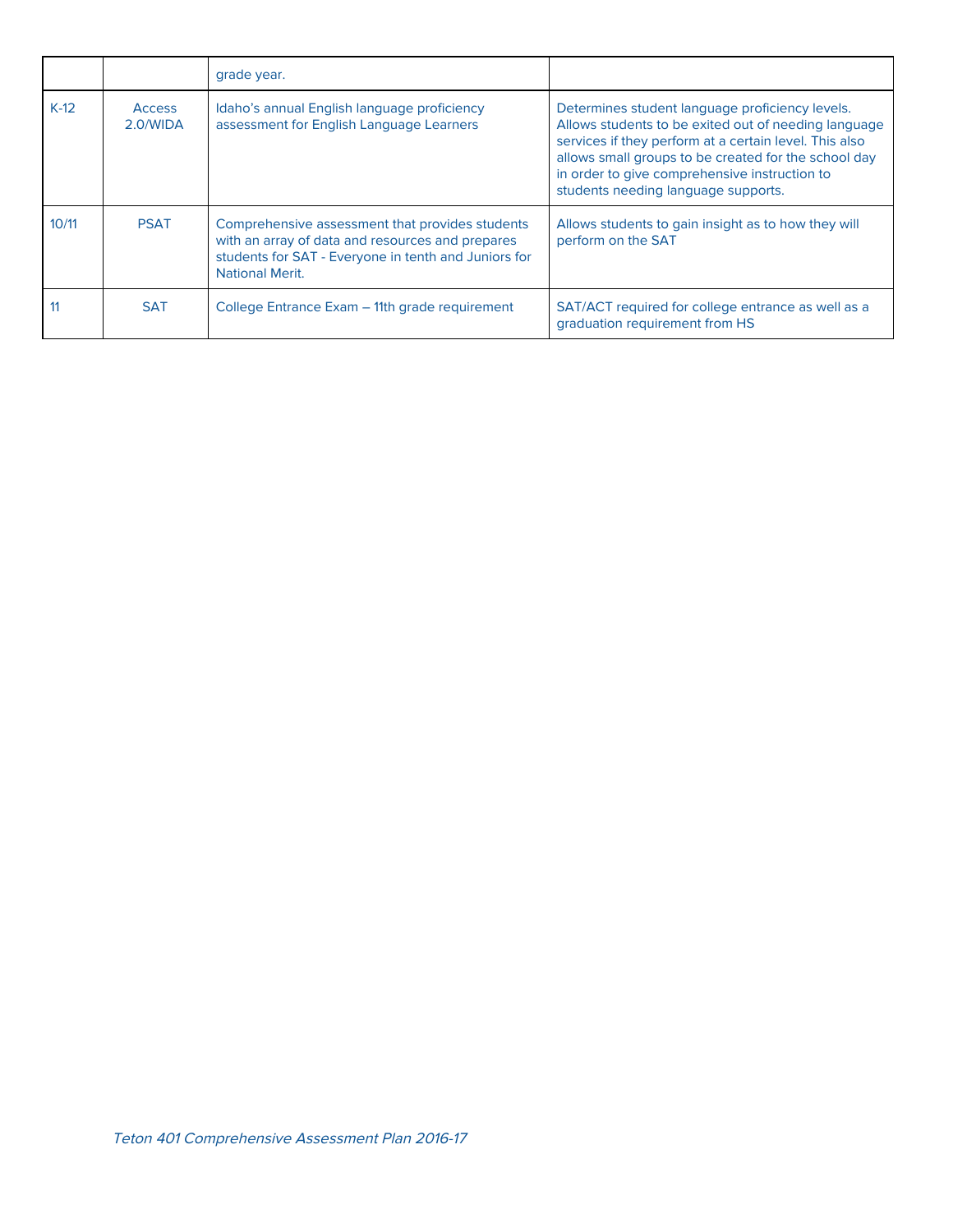| | | grade year. | |
|---|---|---|---|
| K-12 | Access 2.0/WIDA | Idaho's annual English language proficiency assessment for English Language Learners | Determines student language proficiency levels. Allows students to be exited out of needing language services if they perform at a certain level. This also allows small groups to be created for the school day in order to give comprehensive instruction to students needing language supports. |
| 10/11 | PSAT | Comprehensive assessment that provides students with an array of data and resources and prepares students for SAT - Everyone in tenth and Juniors for National Merit. | Allows students to gain insight as to how they will perform on the SAT |
| 11 | SAT | College Entrance Exam – 11th grade requirement | SAT/ACT required for college entrance as well as a graduation requirement from HS |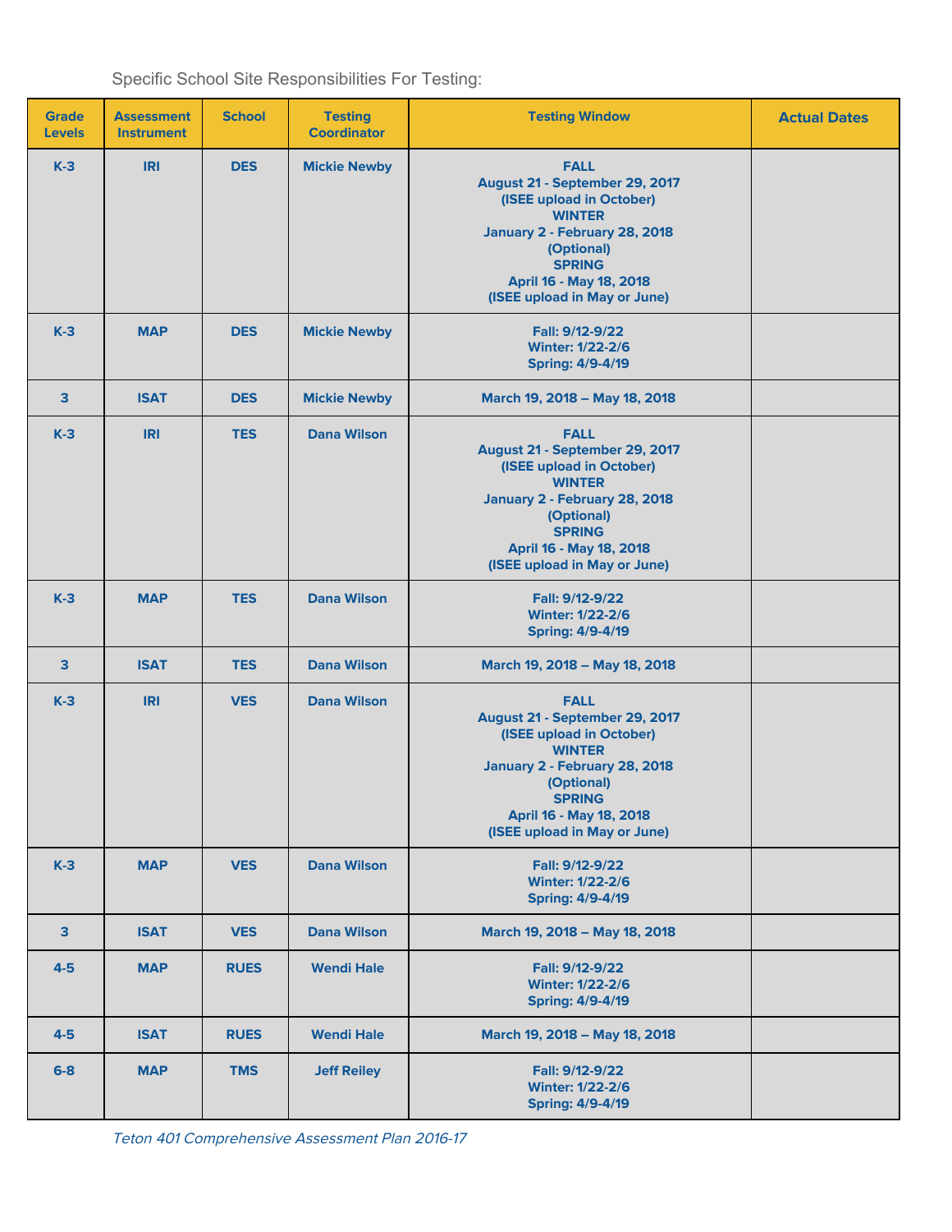Specific School Site Responsibilities For Testing:

| Grade Levels | Assessment Instrument | School | Testing Coordinator | Testing Window | Actual Dates |
|---|---|---|---|---|---|
| K-3 | IRI | DES | Mickie Newby | FALL<br>August 21 - September 29, 2017<br>(ISEE upload in October)<br>WINTER<br>January 2 - February 28, 2018<br>(Optional)<br>SPRING<br>April 16 - May 18, 2018<br>(ISEE upload in May or June) | |
| K-3 | MAP | DES | Mickie Newby | Fall: 9/12-9/22<br>Winter: 1/22-2/6<br>Spring: 4/9-4/19 | |
| 3 | ISAT | DES | Mickie Newby | March 19, 2018 – May 18, 2018 | |
| K-3 | IRI | TES | Dana Wilson | FALL<br>August 21 - September 29, 2017<br>(ISEE upload in October)<br>WINTER<br>January 2 - February 28, 2018<br>(Optional)<br>SPRING<br>April 16 - May 18, 2018<br>(ISEE upload in May or June) | |
| K-3 | MAP | TES | Dana Wilson | Fall: 9/12-9/22<br>Winter: 1/22-2/6<br>Spring: 4/9-4/19 | |
| 3 | ISAT | TES | Dana Wilson | March 19, 2018 – May 18, 2018 | |
| K-3 | IRI | VES | Dana Wilson | FALL<br>August 21 - September 29, 2017<br>(ISEE upload in October)<br>WINTER<br>January 2 - February 28, 2018<br>(Optional)<br>SPRING<br>April 16 - May 18, 2018<br>(ISEE upload in May or June) | |
| K-3 | MAP | VES | Dana Wilson | Fall: 9/12-9/22<br>Winter: 1/22-2/6<br>Spring: 4/9-4/19 | |
| 3 | ISAT | VES | Dana Wilson | March 19, 2018 – May 18, 2018 | |
| 4-5 | MAP | RUES | Wendi Hale | Fall: 9/12-9/22<br>Winter: 1/22-2/6<br>Spring: 4/9-4/19 | |
| 4-5 | ISAT | RUES | Wendi Hale | March 19, 2018 – May 18, 2018 | |
| 6-8 | MAP | TMS | Jeff Reiley | Fall: 9/12-9/22<br>Winter: 1/22-2/6<br>Spring: 4/9-4/19 | |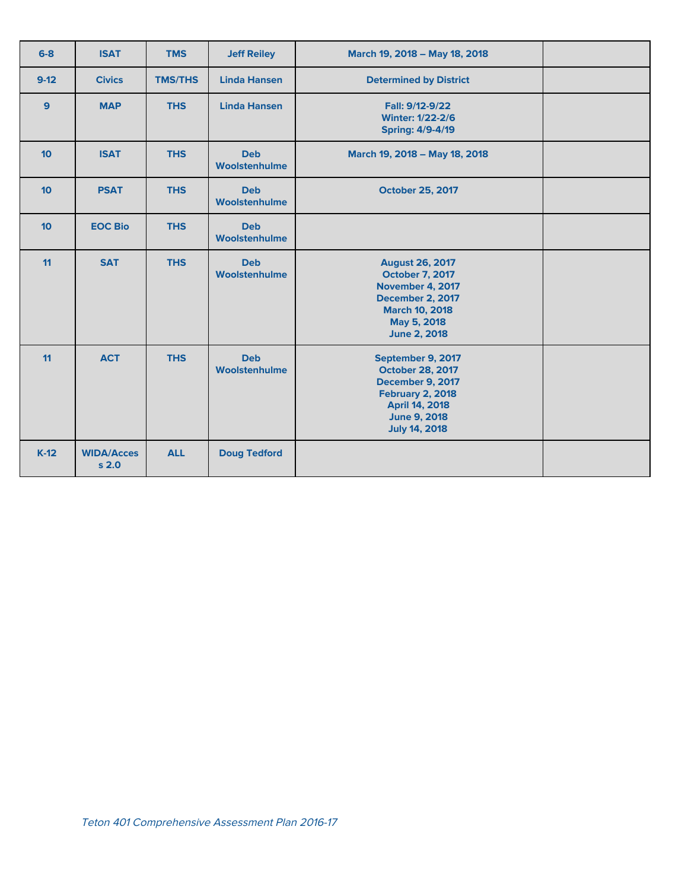| 6-8 | ISAT | TMS | Jeff Reiley | March 19, 2018 – May 18, 2018 | |
|---|---|---|---|---|---|
| 9-12 | Civics | TMS/THS | Linda Hansen | Determined by District | |
| 9 | MAP | THS | Linda Hansen | Fall: 9/12-9/22<br>Winter: 1/22-2/6<br>Spring: 4/9-4/19 | |
| 10 | ISAT | THS | Deb Woolstenhulme | March 19, 2018 – May 18, 2018 | |
| 10 | PSAT | THS | Deb Woolstenhulme | October 25, 2017 | |
| 10 | EOC Bio | THS | Deb Woolstenhulme | | |
| 11 | SAT | THS | Deb Woolstenhulme | August 26, 2017<br>October 7, 2017<br>November 4, 2017<br>December 2, 2017<br>March 10, 2018<br>May 5, 2018<br>June 2, 2018 | |
| 11 | ACT | THS | Deb Woolstenhulme | September 9, 2017<br>October 28, 2017<br>December 9, 2017<br>February 2, 2018<br>April 14, 2018<br>June 9, 2018<br>July 14, 2018 | |
| K-12 | WIDA/Access 2.0 | ALL | Doug Tedford | | |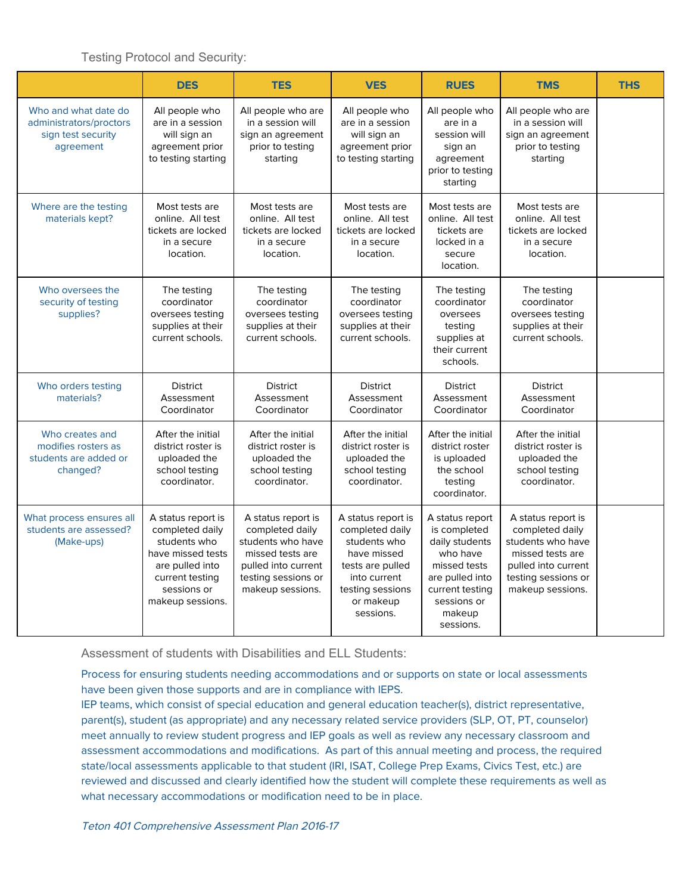Testing Protocol and Security:

| | DES | TES | VES | RUES | TMS | THS |
|---|---|---|---|---|---|---|
| Who and what date do administrators/proctors sign test security agreement | All people who are in a session will sign an agreement prior to testing starting | All people who are in a session will sign an agreement prior to testing starting | All people who are in a session will sign an agreement prior to testing starting | All people who are in a session will sign an agreement prior to testing starting | All people who are in a session will sign an agreement prior to testing starting | |
| Where are the testing materials kept? | Most tests are online. All test tickets are locked in a secure location. | Most tests are online. All test tickets are locked in a secure location. | Most tests are online. All test tickets are locked in a secure location. | Most tests are online. All test tickets are locked in a secure location. | Most tests are online. All test tickets are locked in a secure location. | |
| Who oversees the security of testing supplies? | The testing coordinator oversees testing supplies at their current schools. | The testing coordinator oversees testing supplies at their current schools. | The testing coordinator oversees testing supplies at their current schools. | The testing coordinator oversees testing supplies at their current schools. | The testing coordinator oversees testing supplies at their current schools. | |
| Who orders testing materials? | District Assessment Coordinator | District Assessment Coordinator | District Assessment Coordinator | District Assessment Coordinator | District Assessment Coordinator | |
| Who creates and modifies rosters as students are added or changed? | After the initial district roster is uploaded the school testing coordinator. | After the initial district roster is uploaded the school testing coordinator. | After the initial district roster is uploaded the school testing coordinator. | After the initial district roster is uploaded the school testing coordinator. | After the initial district roster is uploaded the school testing coordinator. | |
| What process ensures all students are assessed? (Make-ups) | A status report is completed daily students who have missed tests are pulled into current testing sessions or makeup sessions. | A status report is completed daily students who have missed tests are pulled into current testing sessions or makeup sessions. | A status report is completed daily students who have missed tests are pulled into current testing sessions or makeup sessions. | A status report is completed daily students who have missed tests are pulled into current testing sessions or makeup sessions. | A status report is completed daily students who have missed tests are pulled into current testing sessions or makeup sessions. | |

Assessment of students with Disabilities and ELL Students:

Process for ensuring students needing accommodations and or supports on state or local assessments have been given those supports and are in compliance with IEPS.

IEP teams, which consist of special education and general education teacher(s), district representative, parent(s), student (as appropriate) and any necessary related service providers (SLP, OT, PT, counselor) meet annually to review student progress and IEP goals as well as review any necessary classroom and assessment accommodations and modifications. As part of this annual meeting and process, the required state/local assessments applicable to that student (IRI, ISAT, College Prep Exams, Civics Test, etc.) are reviewed and discussed and clearly identified how the student will complete these requirements as well as what necessary accommodations or modification need to be in place.

*Teton 401 Comprehensive Assessment Plan 2016-17*